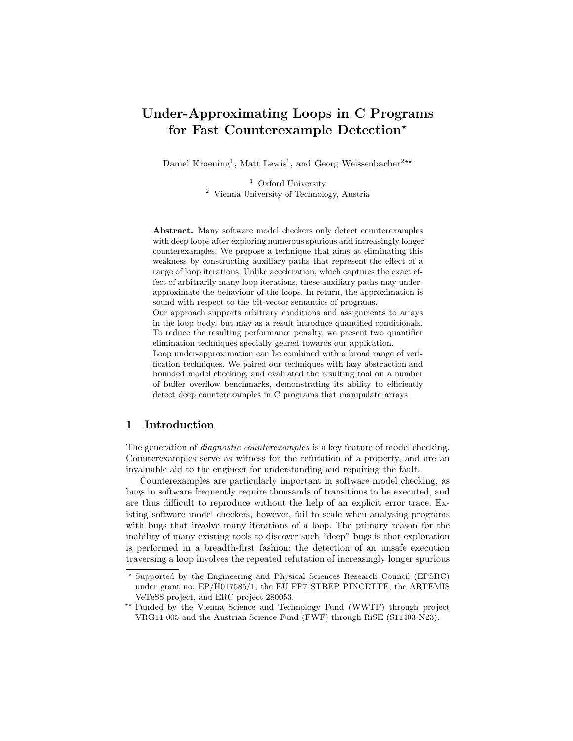# Under-Approximating Loops in C Programs for Fast Counterexample Detection*

Daniel Kroening[1], Matt Lewis[1], and Georg Weissenbacher[2]**

[1] Oxford University
[2] Vienna University of Technology, Austria

**Abstract.** Many software model checkers only detect counterexamples with deep loops after exploring numerous spurious and increasingly longer counterexamples. We propose a technique that aims at eliminating this weakness by constructing auxiliary paths that represent the effect of a range of loop iterations. Unlike acceleration, which captures the exact effect of arbitrarily many loop iterations, these auxiliary paths may under-approximate the behaviour of the loops. In return, the approximation is sound with respect to the bit-vector semantics of programs.

Our approach supports arbitrary conditions and assignments to arrays in the loop body, but may as a result introduce quantified conditionals. To reduce the resulting performance penalty, we present two quantifier elimination techniques specially geared towards our application.

Loop under-approximation can be combined with a broad range of verification techniques. We paired our techniques with lazy abstraction and bounded model checking, and evaluated the resulting tool on a number of buffer overflow benchmarks, demonstrating its ability to efficiently detect deep counterexamples in C programs that manipulate arrays.

## 1 Introduction

The generation of *diagnostic counterexamples* is a key feature of model checking. Counterexamples serve as witness for the refutation of a property, and are an invaluable aid to the engineer for understanding and repairing the fault.

Counterexamples are particularly important in software model checking, as bugs in software frequently require thousands of transitions to be executed, and are thus difficult to reproduce without the help of an explicit error trace. Existing software model checkers, however, fail to scale when analysing programs with bugs that involve many iterations of a loop. The primary reason for the inability of many existing tools to discover such "deep" bugs is that exploration is performed in a breadth-first fashion: the detection of an unsafe execution traversing a loop involves the repeated refutation of increasingly longer spurious

---

* Supported by the Engineering and Physical Sciences Research Council (EPSRC) under grant no. EP/H017585/1, the EU FP7 STREP PINCETTE, the ARTEMIS VeTeSS project, and ERC project 280053.

** Funded by the Vienna Science and Technology Fund (WWTF) through project VRG11-005 and the Austrian Science Fund (FWF) through RiSE (S11403-N23).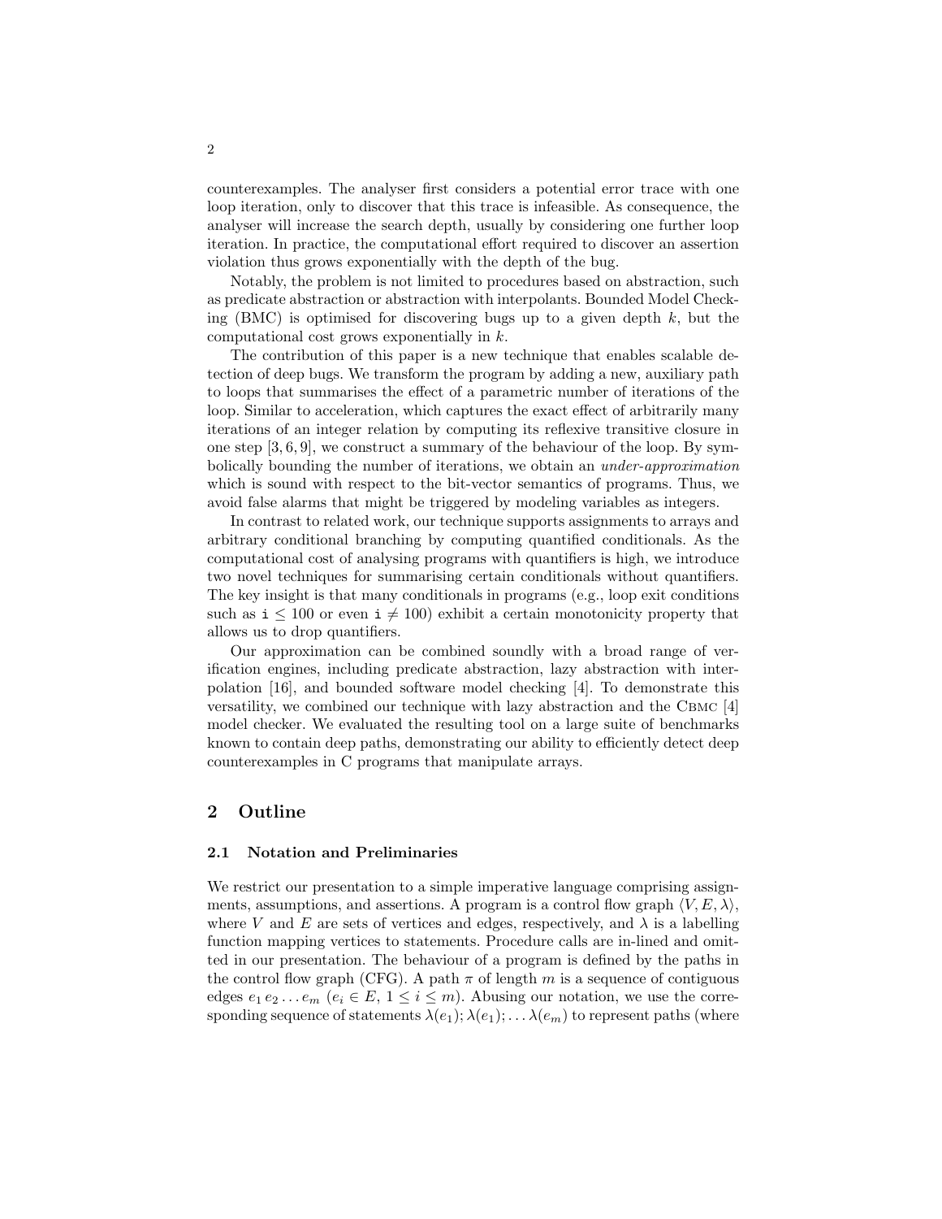counterexamples. The analyser first considers a potential error trace with one loop iteration, only to discover that this trace is infeasible. As consequence, the analyser will increase the search depth, usually by considering one further loop iteration. In practice, the computational effort required to discover an assertion violation thus grows exponentially with the depth of the bug.

Notably, the problem is not limited to procedures based on abstraction, such as predicate abstraction or abstraction with interpolants. Bounded Model Checking (BMC) is optimised for discovering bugs up to a given depth $k$, but the computational cost grows exponentially in $k$.

The contribution of this paper is a new technique that enables scalable detection of deep bugs. We transform the program by adding a new, auxiliary path to loops that summarises the effect of a parametric number of iterations of the loop. Similar to acceleration, which captures the exact effect of arbitrarily many iterations of an integer relation by computing its reflexive transitive closure in one step [3, 6, 9], we construct a summary of the behaviour of the loop. By symbolically bounding the number of iterations, we obtain an *under-approximation* which is sound with respect to the bit-vector semantics of programs. Thus, we avoid false alarms that might be triggered by modeling variables as integers.

In contrast to related work, our technique supports assignments to arrays and arbitrary conditional branching by computing quantified conditionals. As the computational cost of analysing programs with quantifiers is high, we introduce two novel techniques for summarising certain conditionals without quantifiers. The key insight is that many conditionals in programs (e.g., loop exit conditions such as $\texttt{i} \leq 100$ or even $\texttt{i} \neq 100$) exhibit a certain monotonicity property that allows us to drop quantifiers.

Our approximation can be combined soundly with a broad range of verification engines, including predicate abstraction, lazy abstraction with interpolation [16], and bounded software model checking [4]. To demonstrate this versatility, we combined our technique with lazy abstraction and the CBMC [4] model checker. We evaluated the resulting tool on a large suite of benchmarks known to contain deep paths, demonstrating our ability to efficiently detect deep counterexamples in C programs that manipulate arrays.

## 2 Outline

### 2.1 Notation and Preliminaries

We restrict our presentation to a simple imperative language comprising assignments, assumptions, and assertions. A program is a control flow graph $\langle V, E, \lambda \rangle$, where $V$ and $E$ are sets of vertices and edges, respectively, and $\lambda$ is a labelling function mapping vertices to statements. Procedure calls are in-lined and omitted in our presentation. The behaviour of a program is defined by the paths in the control flow graph (CFG). A path $\pi$ of length $m$ is a sequence of contiguous edges $e_1\, e_2 \ldots e_m$ ($e_i \in E$, $1 \leq i \leq m$). Abusing our notation, we use the corresponding sequence of statements $\lambda(e_1); \lambda(e_1); \ldots \lambda(e_m)$ to represent paths (where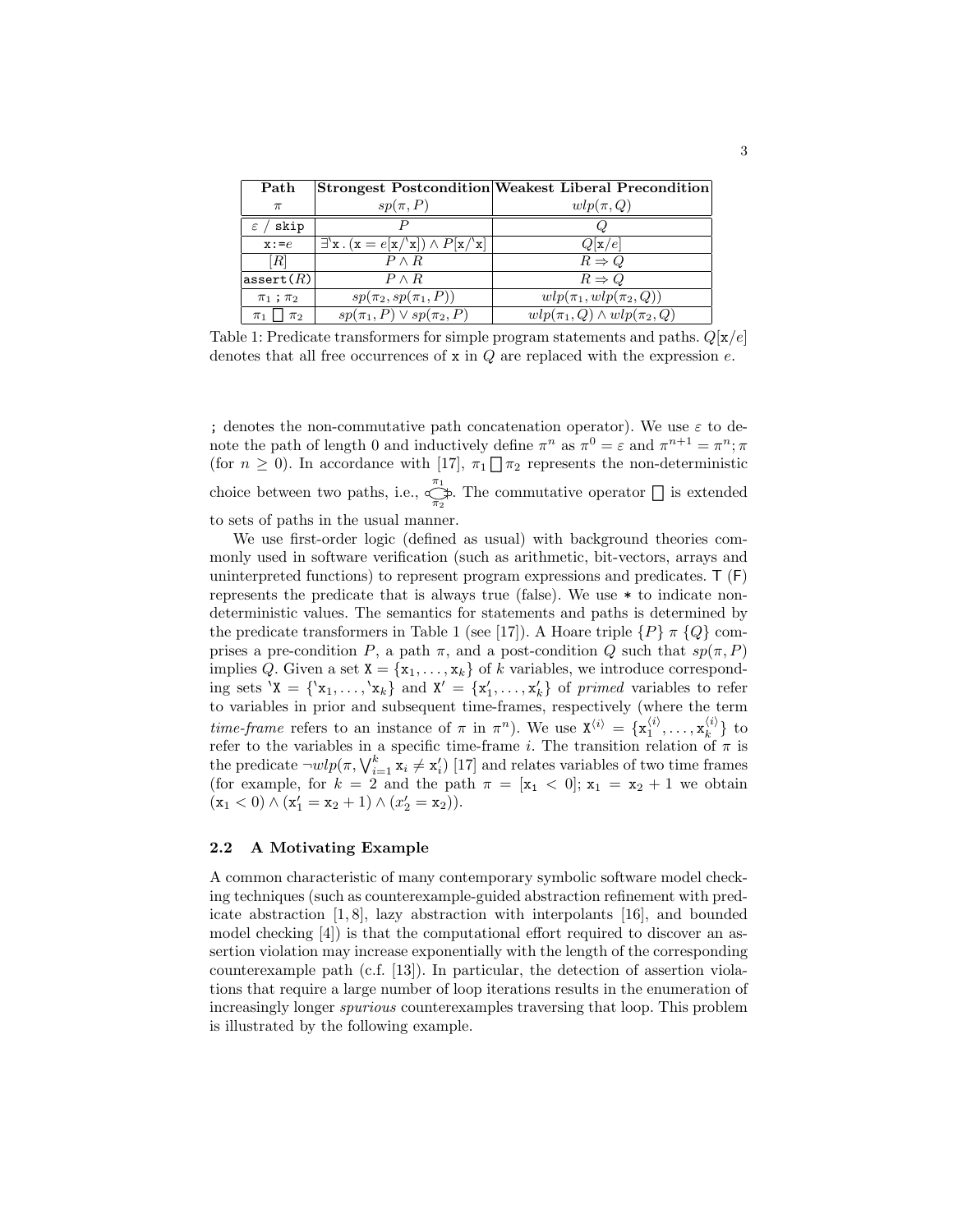| **Path** $\pi$ | **Strongest Postcondition** $sp(\pi, P)$ | **Weakest Liberal Precondition** $wlp(\pi, Q)$ |
|---|---|---|
| $\varepsilon$ / `skip` | $P$ | $Q$ |
| `x:=`$e$ | $\exists$ `x` . ($\mathtt{x} = e[\mathtt{x}/$`x`$]) \wedge P[\mathtt{x}/$`x`$]$ | $Q[\mathtt{x}/e]$ |
| $[R]$ | $P \wedge R$ | $R \Rightarrow Q$ |
| `assert`$(R)$ | $P \wedge R$ | $R \Rightarrow Q$ |
| $\pi_1$ ; $\pi_2$ | $sp(\pi_2, sp(\pi_1, P))$ | $wlp(\pi_1, wlp(\pi_2, Q))$ |
| $\pi_1 \sqcap \pi_2$ | $sp(\pi_1, P) \vee sp(\pi_2, P)$ | $wlp(\pi_1, Q) \wedge wlp(\pi_2, Q)$ |

Table 1: Predicate transformers for simple program statements and paths. $Q[\mathtt{x}/e]$ denotes that all free occurrences of x in $Q$ are replaced with the expression $e$.

; denotes the non-commutative path concatenation operator). We use $\varepsilon$ to denote the path of length 0 and inductively define $\pi^n$ as $\pi^0 = \varepsilon$ and $\pi^{n+1} = \pi^n; \pi$ (for $n \geq 0$). In accordance with [17], $\pi_1 \sqcap \pi_2$ represents the non-deterministic choice between two paths, i.e., $\circ\!\overset{\pi_1}{\underset{\pi_2}{\bigcirc}}\!\circ$. The commutative operator $\sqcap$ is extended to sets of paths in the usual manner.

We use first-order logic (defined as usual) with background theories commonly used in software verification (such as arithmetic, bit-vectors, arrays and uninterpreted functions) to represent program expressions and predicates. T (F) represents the predicate that is always true (false). We use * to indicate non-deterministic values. The semantics for statements and paths is determined by the predicate transformers in Table 1 (see [17]). A Hoare triple $\{P\}\ \pi\ \{Q\}$ comprises a pre-condition $P$, a path $\pi$, and a post-condition $Q$ such that $sp(\pi, P)$ implies $Q$. Given a set $\mathtt{X} = \{\mathtt{x}_1, \ldots, \mathtt{x}_k\}$ of $k$ variables, we introduce corresponding sets `X $= \{$`x$_1, \ldots,$ `x$_k\}$ and $\mathtt{X}' = \{\mathtt{x}'_1, \ldots, \mathtt{x}'_k\}$ of *primed* variables to refer to variables in prior and subsequent time-frames, respectively (where the term *time-frame* refers to an instance of $\pi$ in $\pi^n$). We use $\mathtt{X}^{\langle i \rangle} = \{\mathtt{x}_1^{\langle i \rangle}, \ldots, \mathtt{x}_k^{\langle i \rangle}\}$ to refer to the variables in a specific time-frame $i$. The transition relation of $\pi$ is the predicate $\neg wlp(\pi, \bigvee_{i=1}^{k} \mathtt{x}_i \neq \mathtt{x}'_i)$ [17] and relates variables of two time frames (for example, for $k = 2$ and the path $\pi = [\mathtt{x}_1 < 0]; \mathtt{x}_1 = \mathtt{x}_2 + 1$ we obtain $(\mathtt{x}_1 < 0) \wedge (\mathtt{x}'_1 = \mathtt{x}_2 + 1) \wedge (x'_2 = \mathtt{x}_2)$).

### 2.2 A Motivating Example

A common characteristic of many contemporary symbolic software model checking techniques (such as counterexample-guided abstraction refinement with predicate abstraction [1, 8], lazy abstraction with interpolants [16], and bounded model checking [4]) is that the computational effort required to discover an assertion violation may increase exponentially with the length of the corresponding counterexample path (c.f. [13]). In particular, the detection of assertion violations that require a large number of loop iterations results in the enumeration of increasingly longer *spurious* counterexamples traversing that loop. This problem is illustrated by the following example.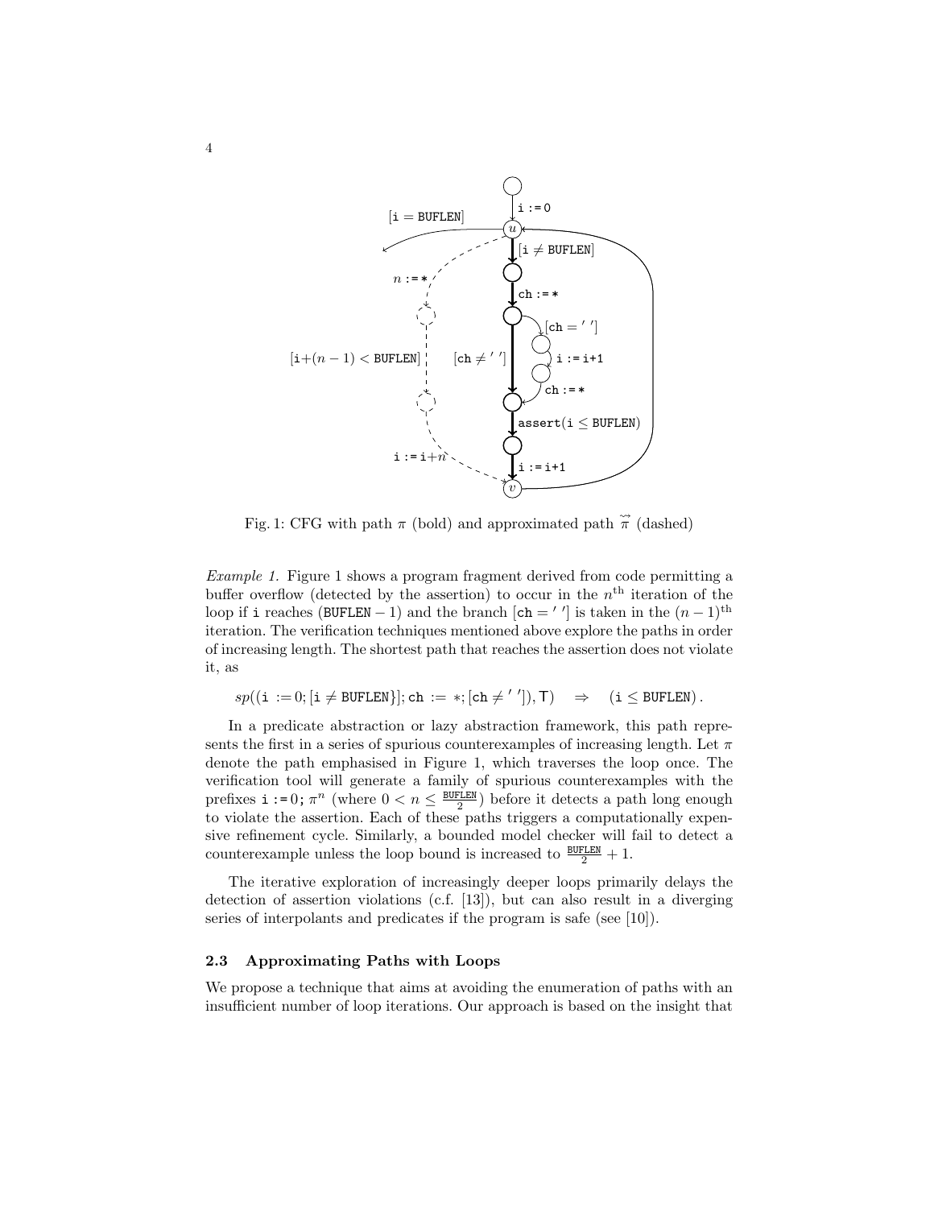Fig. 1: CFG with path $\pi$ (bold) and approximated path $\tilde{\vec{\pi}}$ (dashed)

*Example 1.* Figure 1 shows a program fragment derived from code permitting a buffer overflow (detected by the assertion) to occur in the $n^{\text{th}}$ iteration of the loop if i reaches (BUFLEN − 1) and the branch [ch = ' '] is taken in the $(n-1)^{\text{th}}$ iteration. The verification techniques mentioned above explore the paths in order of increasing length. The shortest path that reaches the assertion does not violate it, as

$$sp((\texttt{i} := 0; [\texttt{i} \neq \texttt{BUFLEN}\}]; \texttt{ch} := *; [\texttt{ch} \neq \texttt{' '}]), \mathsf{T}) \quad \Rightarrow \quad (\texttt{i} \leq \texttt{BUFLEN}) \,.$$

In a predicate abstraction or lazy abstraction framework, this path represents the first in a series of spurious counterexamples of increasing length. Let $\pi$ denote the path emphasised in Figure 1, which traverses the loop once. The verification tool will generate a family of spurious counterexamples with the prefixes i := 0; $\pi^n$ (where $0 < n \leq \frac{\texttt{BUFLEN}}{2}$) before it detects a path long enough to violate the assertion. Each of these paths triggers a computationally expensive refinement cycle. Similarly, a bounded model checker will fail to detect a counterexample unless the loop bound is increased to $\frac{\texttt{BUFLEN}}{2} + 1$.

The iterative exploration of increasingly deeper loops primarily delays the detection of assertion violations (c.f. [13]), but can also result in a diverging series of interpolants and predicates if the program is safe (see [10]).

### 2.3 Approximating Paths with Loops

We propose a technique that aims at avoiding the enumeration of paths with an insufficient number of loop iterations. Our approach is based on the insight that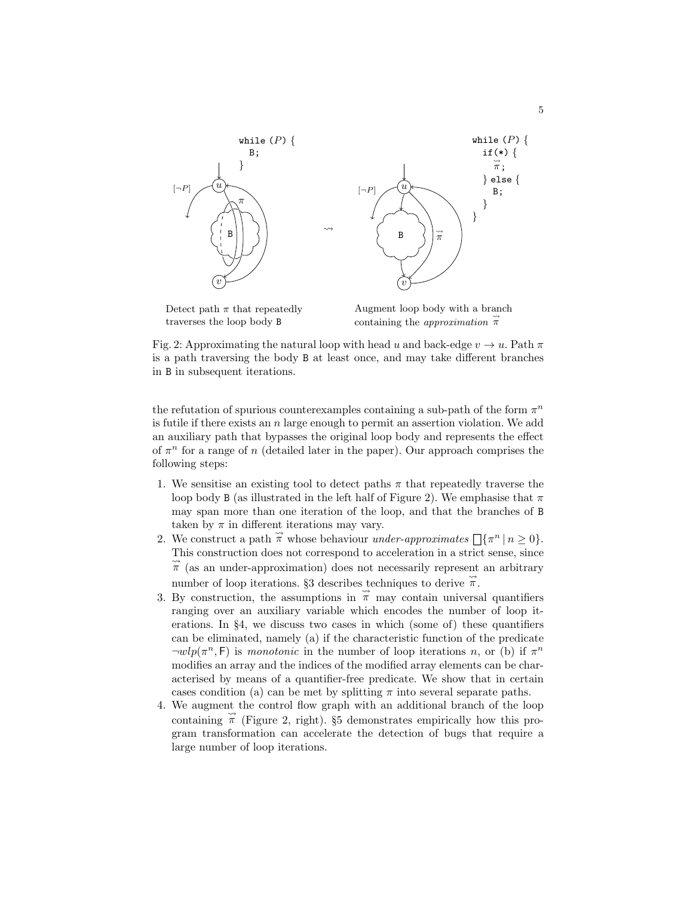```
while (P) {
  B;
}
```

```
while (P) {
  if(*) {
    π̃;
  } else {
    B;
  }
}
```

Detect path $\pi$ that repeatedly traverses the loop body B

Augment loop body with a branch containing the *approximation* $\overset{\leadsto}{\pi}$

Fig. 2: Approximating the natural loop with head $u$ and back-edge $v \to u$. Path $\pi$ is a path traversing the body B at least once, and may take different branches in B in subsequent iterations.

the refutation of spurious counterexamples containing a sub-path of the form $\pi^n$ is futile if there exists an $n$ large enough to permit an assertion violation. We add an auxiliary path that bypasses the original loop body and represents the effect of $\pi^n$ for a range of $n$ (detailed later in the paper). Our approach comprises the following steps:

1. We sensitise an existing tool to detect paths $\pi$ that repeatedly traverse the loop body B (as illustrated in the left half of Figure 2). We emphasise that $\pi$ may span more than one iteration of the loop, and that the branches of B taken by $\pi$ in different iterations may vary.
2. We construct a path $\overset{\leadsto}{\pi}$ whose behaviour *under-approximates* $\bigsqcap\{\pi^n \mid n \geq 0\}$. This construction does not correspond to acceleration in a strict sense, since $\overset{\leadsto}{\pi}$ (as an under-approximation) does not necessarily represent an arbitrary number of loop iterations. §3 describes techniques to derive $\overset{\leadsto}{\pi}$.
3. By construction, the assumptions in $\overset{\leadsto}{\pi}$ may contain universal quantifiers ranging over an auxiliary variable which encodes the number of loop iterations. In §4, we discuss two cases in which (some of) these quantifiers can be eliminated, namely (a) if the characteristic function of the predicate $\neg wlp(\pi^n, \mathsf{F})$ is *monotonic* in the number of loop iterations $n$, or (b) if $\pi^n$ modifies an array and the indices of the modified array elements can be characterised by means of a quantifier-free predicate. We show that in certain cases condition (a) can be met by splitting $\pi$ into several separate paths.
4. We augment the control flow graph with an additional branch of the loop containing $\overset{\leadsto}{\pi}$ (Figure 2, right). §5 demonstrates empirically how this program transformation can accelerate the detection of bugs that require a large number of loop iterations.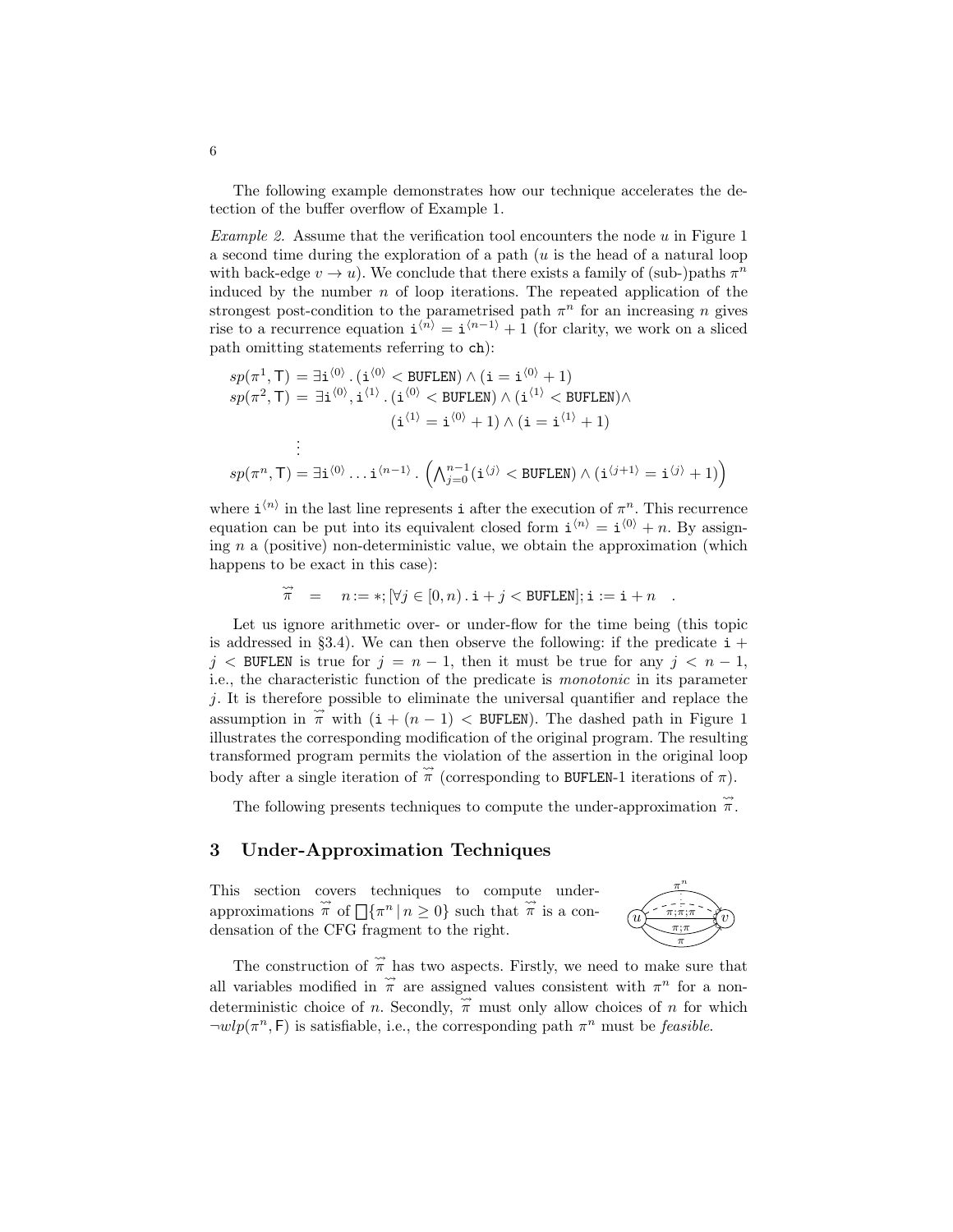The following example demonstrates how our technique accelerates the detection of the buffer overflow of Example 1.

*Example 2.* Assume that the verification tool encounters the node $u$ in Figure 1 a second time during the exploration of a path ($u$ is the head of a natural loop with back-edge $v \to u$). We conclude that there exists a family of (sub-)paths $\pi^n$ induced by the number $n$ of loop iterations. The repeated application of the strongest post-condition to the parametrised path $\pi^n$ for an increasing $n$ gives rise to a recurrence equation $\mathtt{i}^{\langle n \rangle} = \mathtt{i}^{\langle n-1 \rangle} + 1$ (for clarity, we work on a sliced path omitting statements referring to `ch`):

$$
\begin{aligned}
sp(\pi^1, \mathsf{T}) &= \exists \mathtt{i}^{\langle 0 \rangle} . (\mathtt{i}^{\langle 0 \rangle} < \mathtt{BUFLEN}) \wedge (\mathtt{i} = \mathtt{i}^{\langle 0 \rangle} + 1) \\
sp(\pi^2, \mathsf{T}) &= \exists \mathtt{i}^{\langle 0 \rangle}, \mathtt{i}^{\langle 1 \rangle} . (\mathtt{i}^{\langle 0 \rangle} < \mathtt{BUFLEN}) \wedge (\mathtt{i}^{\langle 1 \rangle} < \mathtt{BUFLEN}) \wedge \\
&\qquad\qquad (\mathtt{i}^{\langle 1 \rangle} = \mathtt{i}^{\langle 0 \rangle} + 1) \wedge (\mathtt{i} = \mathtt{i}^{\langle 1 \rangle} + 1) \\
&\ \ \vdots \\
sp(\pi^n, \mathsf{T}) &= \exists \mathtt{i}^{\langle 0 \rangle} \ldots \mathtt{i}^{\langle n-1 \rangle} . \left( \bigwedge_{j=0}^{n-1} (\mathtt{i}^{\langle j \rangle} < \mathtt{BUFLEN}) \wedge (\mathtt{i}^{\langle j+1 \rangle} = \mathtt{i}^{\langle j \rangle} + 1) \right)
\end{aligned}
$$

where $\mathtt{i}^{\langle n \rangle}$ in the last line represents `i` after the execution of $\pi^n$. This recurrence equation can be put into its equivalent closed form $\mathtt{i}^{\langle n \rangle} = \mathtt{i}^{\langle 0 \rangle} + n$. By assigning $n$ a (positive) non-deterministic value, we obtain the approximation (which happens to be exact in this case):

$$
\overset{\leadsto}{\pi} \quad = \quad n := *; [\forall j \in [0, n) \,.\, \mathtt{i} + j < \mathtt{BUFLEN}]; \mathtt{i} := \mathtt{i} + n \quad .
$$

Let us ignore arithmetic over- or under-flow for the time being (this topic is addressed in §3.4). We can then observe the following: if the predicate $\mathtt{i} + j < \mathtt{BUFLEN}$ is true for $j = n - 1$, then it must be true for any $j < n - 1$, i.e., the characteristic function of the predicate is *monotonic* in its parameter $j$. It is therefore possible to eliminate the universal quantifier and replace the assumption in $\overset{\leadsto}{\pi}$ with $(\mathtt{i} + (n-1) < \mathtt{BUFLEN})$. The dashed path in Figure 1 illustrates the corresponding modification of the original program. The resulting transformed program permits the violation of the assertion in the original loop body after a single iteration of $\overset{\leadsto}{\pi}$ (corresponding to `BUFLEN`-1 iterations of $\pi$).

The following presents techniques to compute the under-approximation $\overset{\leadsto}{\pi}$.

## 3 Under-Approximation Techniques

This section covers techniques to compute under-approximations $\overset{\leadsto}{\pi}$ of $\bigsqcap \{\pi^n \mid n \geq 0\}$ such that $\overset{\leadsto}{\pi}$ is a condensation of the CFG fragment to the right.

The construction of $\overset{\leadsto}{\pi}$ has two aspects. Firstly, we need to make sure that all variables modified in $\overset{\leadsto}{\pi}$ are assigned values consistent with $\pi^n$ for a non-deterministic choice of $n$. Secondly, $\overset{\leadsto}{\pi}$ must only allow choices of $n$ for which $\neg wlp(\pi^n, \mathsf{F})$ is satisfiable, i.e., the corresponding path $\pi^n$ must be *feasible*.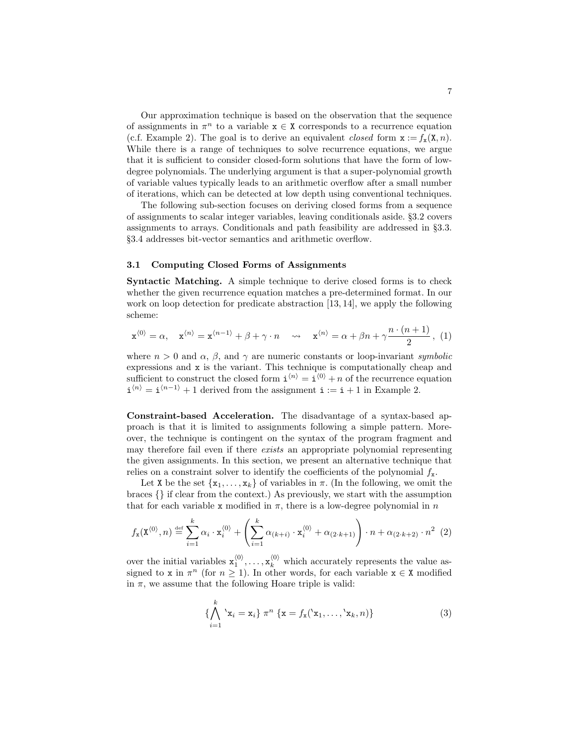Our approximation technique is based on the observation that the sequence of assignments in $\pi^n$ to a variable $\mathtt{x} \in \mathtt{X}$ corresponds to a recurrence equation (c.f. Example 2). The goal is to derive an equivalent *closed* form $\mathtt{x} := f_{\mathtt{x}}(\mathtt{X}, n)$. While there is a range of techniques to solve recurrence equations, we argue that it is sufficient to consider closed-form solutions that have the form of low-degree polynomials. The underlying argument is that a super-polynomial growth of variable values typically leads to an arithmetic overflow after a small number of iterations, which can be detected at low depth using conventional techniques.

The following sub-section focuses on deriving closed forms from a sequence of assignments to scalar integer variables, leaving conditionals aside. §3.2 covers assignments to arrays. Conditionals and path feasibility are addressed in §3.3. §3.4 addresses bit-vector semantics and arithmetic overflow.

### 3.1 Computing Closed Forms of Assignments

**Syntactic Matching.** A simple technique to derive closed forms is to check whether the given recurrence equation matches a pre-determined format. In our work on loop detection for predicate abstraction [13, 14], we apply the following scheme:

$$\mathtt{x}^{\langle 0\rangle} = \alpha, \quad \mathtt{x}^{\langle n\rangle} = \mathtt{x}^{\langle n-1\rangle} + \beta + \gamma \cdot n \quad \rightsquigarrow \quad \mathtt{x}^{\langle n\rangle} = \alpha + \beta n + \gamma \frac{n \cdot (n+1)}{2}, \tag{1}$$

where $n > 0$ and $\alpha$, $\beta$, and $\gamma$ are numeric constants or loop-invariant *symbolic* expressions and $\mathtt{x}$ is the variant. This technique is computationally cheap and sufficient to construct the closed form $\mathtt{i}^{\langle n\rangle} = \mathtt{i}^{\langle 0\rangle} + n$ of the recurrence equation $\mathtt{i}^{\langle n\rangle} = \mathtt{i}^{\langle n-1\rangle} + 1$ derived from the assignment $\mathtt{i} := \mathtt{i} + 1$ in Example 2.

**Constraint-based Acceleration.** The disadvantage of a syntax-based approach is that it is limited to assignments following a simple pattern. Moreover, the technique is contingent on the syntax of the program fragment and may therefore fail even if there *exists* an appropriate polynomial representing the given assignments. In this section, we present an alternative technique that relies on a constraint solver to identify the coefficients of the polynomial $f_{\mathtt{x}}$.

Let $\mathtt{X}$ be the set $\{\mathtt{x}_1, \ldots, \mathtt{x}_k\}$ of variables in $\pi$. (In the following, we omit the braces $\{\}$ if clear from the context.) As previously, we start with the assumption that for each variable $\mathtt{x}$ modified in $\pi$, there is a low-degree polynomial in $n$

$$f_{\mathtt{x}}(\mathtt{X}^{\langle 0\rangle}, n) \stackrel{\text{def}}{=} \sum_{i=1}^{k} \alpha_i \cdot \mathtt{x}_i^{\langle 0\rangle} + \left( \sum_{i=1}^{k} \alpha_{(k+i)} \cdot \mathtt{x}_i^{\langle 0\rangle} + \alpha_{(2\cdot k+1)} \right) \cdot n + \alpha_{(2\cdot k+2)} \cdot n^2 \tag{2}$$

over the initial variables $\mathtt{x}_1^{\langle 0\rangle}, \ldots, \mathtt{x}_k^{\langle 0\rangle}$ which accurately represents the value assigned to $\mathtt{x}$ in $\pi^n$ (for $n \geq 1$). In other words, for each variable $\mathtt{x} \in \mathtt{X}$ modified in $\pi$, we assume that the following Hoare triple is valid:

$$\{\bigwedge_{i=1}^{k} {}^{\backprime}\mathtt{x}_i = \mathtt{x}_i\} \; \pi^n \; \{\mathtt{x} = f_{\mathtt{x}}({}^{\backprime}\mathtt{x}_1, \ldots, {}^{\backprime}\mathtt{x}_k, n)\} \tag{3}$$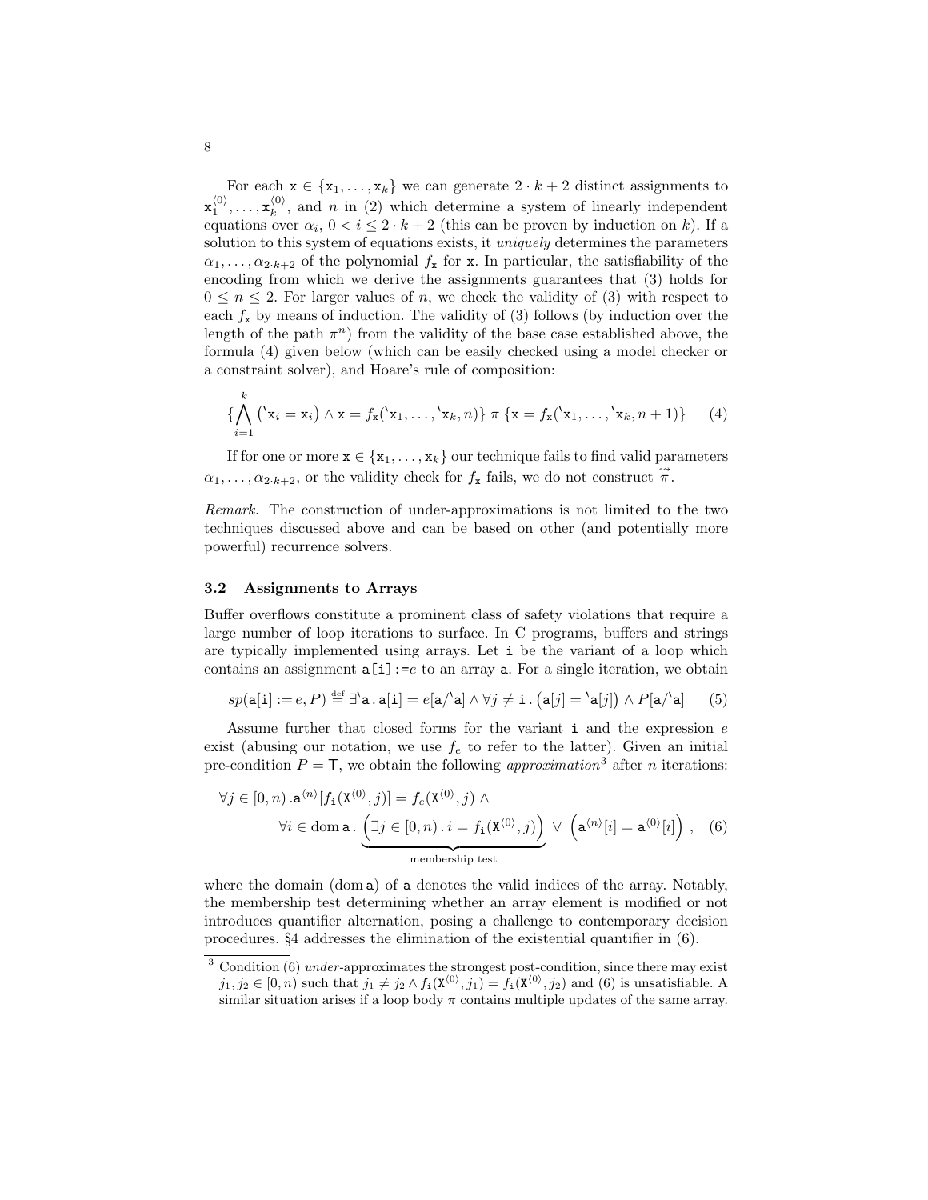For each $\mathtt{x} \in \{\mathtt{x}_1, \ldots, \mathtt{x}_k\}$ we can generate $2 \cdot k + 2$ distinct assignments to $\mathtt{x}_1^{\langle 0 \rangle}, \ldots, \mathtt{x}_k^{\langle 0 \rangle}$, and $n$ in (2) which determine a system of linearly independent equations over $\alpha_i$, $0 < i \leq 2 \cdot k + 2$ (this can be proven by induction on $k$). If a solution to this system of equations exists, it *uniquely* determines the parameters $\alpha_1, \ldots, \alpha_{2 \cdot k+2}$ of the polynomial $f_{\mathtt{x}}$ for $\mathtt{x}$. In particular, the satisfiability of the encoding from which we derive the assignments guarantees that (3) holds for $0 \leq n \leq 2$. For larger values of $n$, we check the validity of (3) with respect to each $f_{\mathtt{x}}$ by means of induction. The validity of (3) follows (by induction over the length of the path $\pi^n$) from the validity of the base case established above, the formula (4) given below (which can be easily checked using a model checker or a constraint solver), and Hoare's rule of composition:

$$\{\bigwedge_{i=1}^{k} \left({}^{\backprime}\mathtt{x}_i = \mathtt{x}_i\right) \wedge \mathtt{x} = f_{\mathtt{x}}({}^{\backprime}\mathtt{x}_1, \ldots, {}^{\backprime}\mathtt{x}_k, n)\} \; \pi \; \{\mathtt{x} = f_{\mathtt{x}}({}^{\backprime}\mathtt{x}_1, \ldots, {}^{\backprime}\mathtt{x}_k, n+1)\} \tag{4}$$

If for one or more $\mathtt{x} \in \{\mathtt{x}_1, \ldots, \mathtt{x}_k\}$ our technique fails to find valid parameters $\alpha_1, \ldots, \alpha_{2 \cdot k+2}$, or the validity check for $f_{\mathtt{x}}$ fails, we do not construct $\overset{\leftrightarrow}{\pi}$.

*Remark.* The construction of under-approximations is not limited to the two techniques discussed above and can be based on other (and potentially more powerful) recurrence solvers.

### 3.2 Assignments to Arrays

Buffer overflows constitute a prominent class of safety violations that require a large number of loop iterations to surface. In C programs, buffers and strings are typically implemented using arrays. Let `i` be the variant of a loop which contains an assignment `a[i]:=`$e$ to an array `a`. For a single iteration, we obtain

$$sp(\mathtt{a[i]} := e, P) \stackrel{\text{def}}{=} \exists {}^{\backprime}\mathtt{a} \,.\, \mathtt{a[i]} = e[\mathtt{a}/{}^{\backprime}\mathtt{a}] \wedge \forall j \neq \mathtt{i} \,.\, \left(\mathtt{a}[j] = {}^{\backprime}\mathtt{a}[j]\right) \wedge P[\mathtt{a}/{}^{\backprime}\mathtt{a}] \tag{5}$$

Assume further that closed forms for the variant `i` and the expression $e$ exist (abusing our notation, we use $f_e$ to refer to the latter). Given an initial pre-condition $P = \mathsf{T}$, we obtain the following *approximation*[3] after $n$ iterations:

$$\begin{aligned}\forall j \in [0, n) \,.\, \mathtt{a}^{\langle n \rangle}[f_{\mathtt{i}}(\mathtt{X}^{\langle 0 \rangle}, j)] = f_e(\mathtt{X}^{\langle 0 \rangle}, j) \wedge \\ \forall i \in \operatorname{dom} \mathtt{a} \,.\, \underbrace{\left(\exists j \in [0, n) \,.\, i = f_{\mathtt{i}}(\mathtt{X}^{\langle 0 \rangle}, j)\right)}_{\text{membership test}} \vee \left(\mathtt{a}^{\langle n \rangle}[i] = \mathtt{a}^{\langle 0 \rangle}[i]\right) \,,\end{aligned} \tag{6}$$

where the domain ($\operatorname{dom} \mathtt{a}$) of `a` denotes the valid indices of the array. Notably, the membership test determining whether an array element is modified or not introduces quantifier alternation, posing a challenge to contemporary decision procedures. §4 addresses the elimination of the existential quantifier in (6).

[3] Condition (6) *under*-approximates the strongest post-condition, since there may exist $j_1, j_2 \in [0, n)$ such that $j_1 \neq j_2 \wedge f_{\mathtt{i}}(\mathtt{X}^{\langle 0 \rangle}, j_1) = f_{\mathtt{i}}(\mathtt{X}^{\langle 0 \rangle}, j_2)$ and (6) is unsatisfiable. A similar situation arises if a loop body $\pi$ contains multiple updates of the same array.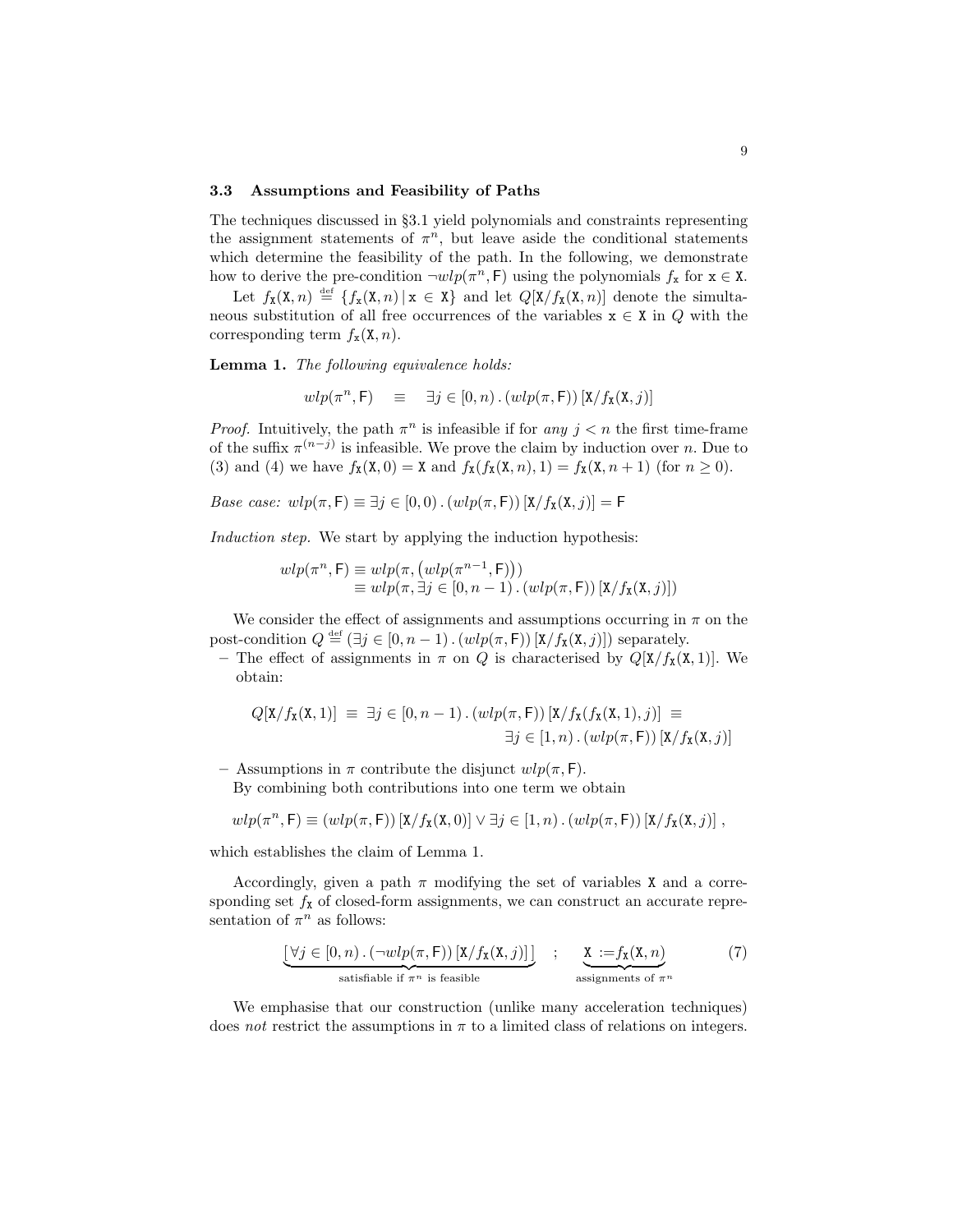### 3.3 Assumptions and Feasibility of Paths

The techniques discussed in §3.1 yield polynomials and constraints representing the assignment statements of $\pi^n$, but leave aside the conditional statements which determine the feasibility of the path. In the following, we demonstrate how to derive the pre-condition $\neg wlp(\pi^n, \mathsf{F})$ using the polynomials $f_{\mathtt{x}}$ for $\mathtt{x} \in \mathtt{X}$.

Let $f_{\mathtt{X}}(\mathtt{X}, n) \stackrel{\text{def}}{=} \{f_{\mathtt{x}}(\mathtt{X}, n) \,|\, \mathtt{x} \in \mathtt{X}\}$ and let $Q[\mathtt{X}/f_{\mathtt{X}}(\mathtt{X}, n)]$ denote the simultaneous substitution of all free occurrences of the variables $\mathtt{x} \in \mathtt{X}$ in $Q$ with the corresponding term $f_{\mathtt{x}}(\mathtt{X}, n)$.

**Lemma 1.** *The following equivalence holds:*

$$wlp(\pi^n, \mathsf{F}) \quad \equiv \quad \exists j \in [0, n) \,.\, (wlp(\pi, \mathsf{F}))\,[\mathtt{X}/f_{\mathtt{X}}(\mathtt{X}, j)]$$

*Proof.* Intuitively, the path $\pi^n$ is infeasible if for *any* $j < n$ the first time-frame of the suffix $\pi^{(n-j)}$ is infeasible. We prove the claim by induction over $n$. Due to (3) and (4) we have $f_{\mathtt{X}}(\mathtt{X}, 0) = \mathtt{X}$ and $f_{\mathtt{X}}(f_{\mathtt{X}}(\mathtt{X}, n), 1) = f_{\mathtt{X}}(\mathtt{X}, n + 1)$ (for $n \geq 0$).

*Base case:* $wlp(\pi, \mathsf{F}) \equiv \exists j \in [0, 0) \,.\, (wlp(\pi, \mathsf{F}))\,[\mathtt{X}/f_{\mathtt{X}}(\mathtt{X}, j)] = \mathsf{F}$

*Induction step.* We start by applying the induction hypothesis:

$$\begin{aligned} wlp(\pi^n, \mathsf{F}) &\equiv wlp(\pi, \left(wlp(\pi^{n-1}, \mathsf{F})\right)) \\ &\equiv wlp(\pi, \exists j \in [0, n-1) \,.\, (wlp(\pi, \mathsf{F}))\,[\mathtt{X}/f_{\mathtt{X}}(\mathtt{X}, j)]) \end{aligned}$$

We consider the effect of assignments and assumptions occurring in $\pi$ on the post-condition $Q \stackrel{\text{def}}{=} (\exists j \in [0, n-1) \,.\, (wlp(\pi, \mathsf{F}))\,[\mathtt{X}/f_{\mathtt{X}}(\mathtt{X}, j)])$ separately.

- The effect of assignments in $\pi$ on $Q$ is characterised by $Q[\mathtt{X}/f_{\mathtt{X}}(\mathtt{X}, 1)]$. We obtain:

$$\begin{aligned} Q[\mathtt{X}/f_{\mathtt{X}}(\mathtt{X}, 1)] \;\equiv\; \exists j \in [0, n-1) \,.\, (wlp(\pi, \mathsf{F}))\,[\mathtt{X}/f_{\mathtt{X}}(f_{\mathtt{X}}(\mathtt{X}, 1), j)] \;\equiv& \\ \exists j \in [1, n) \,.\, (wlp(\pi, \mathsf{F}))\,[\mathtt{X}/f_{\mathtt{X}}(\mathtt{X}, j)]& \end{aligned}$$

- Assumptions in $\pi$ contribute the disjunct $wlp(\pi, \mathsf{F})$.
  By combining both contributions into one term we obtain

$$wlp(\pi^n, \mathsf{F}) \equiv (wlp(\pi, \mathsf{F}))\,[\mathtt{X}/f_{\mathtt{X}}(\mathtt{X}, 0)] \vee \exists j \in [1, n) \,.\, (wlp(\pi, \mathsf{F}))\,[\mathtt{X}/f_{\mathtt{X}}(\mathtt{X}, j)]\,,$$

which establishes the claim of Lemma 1.

Accordingly, given a path $\pi$ modifying the set of variables $\mathtt{X}$ and a corresponding set $f_{\mathtt{X}}$ of closed-form assignments, we can construct an accurate representation of $\pi^n$ as follows:

$$\underbrace{[\,\forall j \in [0, n) \,.\, (\neg wlp(\pi, \mathsf{F}))\,[\mathtt{X}/f_{\mathtt{X}}(\mathtt{X}, j)]\,]}_{\text{satisfiable if } \pi^n \text{ is feasible}} \quad ; \quad \underbrace{\mathtt{X} := f_{\mathtt{X}}(\mathtt{X}, n)}_{\text{assignments of } \pi^n} \tag{7}$$

We emphasise that our construction (unlike many acceleration techniques) does *not* restrict the assumptions in $\pi$ to a limited class of relations on integers.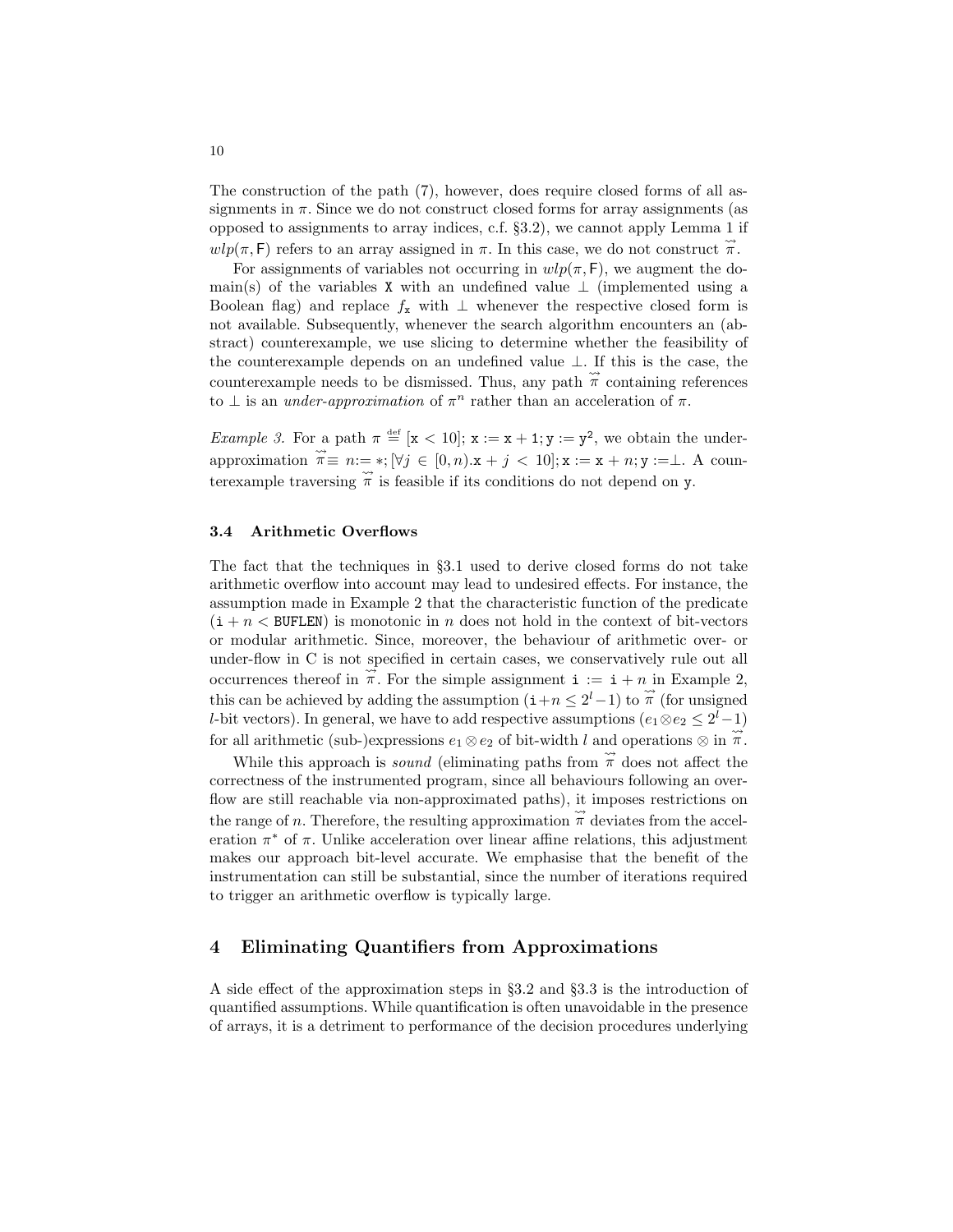The construction of the path (7), however, does require closed forms of all assignments in $\pi$. Since we do not construct closed forms for array assignments (as opposed to assignments to array indices, c.f. §3.2), we cannot apply Lemma 1 if $wlp(\pi, \mathsf{F})$ refers to an array assigned in $\pi$. In this case, we do not construct $\overset{\leadsto}{\pi}$.

For assignments of variables not occurring in $wlp(\pi, \mathsf{F})$, we augment the domain(s) of the variables $\mathtt{X}$ with an undefined value $\perp$ (implemented using a Boolean flag) and replace $f_{\mathtt{x}}$ with $\perp$ whenever the respective closed form is not available. Subsequently, whenever the search algorithm encounters an (abstract) counterexample, we use slicing to determine whether the feasibility of the counterexample depends on an undefined value $\perp$. If this is the case, the counterexample needs to be dismissed. Thus, any path $\overset{\leadsto}{\pi}$ containing references to $\perp$ is an *under-approximation* of $\pi^n$ rather than an acceleration of $\pi$.

*Example 3.* For a path $\pi \overset{\text{def}}{=} [\mathtt{x} < 10]; \mathtt{x} := \mathtt{x} + \mathtt{1}; \mathtt{y} := \mathtt{y}^2$, we obtain the under-approximation $\overset{\leadsto}{\pi} \equiv n{:=}*; [\forall j \in [0, n). \mathtt{x} + j < 10]; \mathtt{x} := \mathtt{x} + n; \mathtt{y} :=\perp$. A counterexample traversing $\overset{\leadsto}{\pi}$ is feasible if its conditions do not depend on $\mathtt{y}$.

### 3.4 Arithmetic Overflows

The fact that the techniques in §3.1 used to derive closed forms do not take arithmetic overflow into account may lead to undesired effects. For instance, the assumption made in Example 2 that the characteristic function of the predicate $(\mathtt{i} + n < \mathtt{BUFLEN})$ is monotonic in $n$ does not hold in the context of bit-vectors or modular arithmetic. Since, moreover, the behaviour of arithmetic over- or under-flow in C is not specified in certain cases, we conservatively rule out all occurrences thereof in $\overset{\leadsto}{\pi}$. For the simple assignment $\mathtt{i} := \mathtt{i} + n$ in Example 2, this can be achieved by adding the assumption $(\mathtt{i}+n \leq 2^l - 1)$ to $\overset{\leadsto}{\pi}$ (for unsigned $l$-bit vectors). In general, we have to add respective assumptions $(e_1 \otimes e_2 \leq 2^l - 1)$ for all arithmetic (sub-)expressions $e_1 \otimes e_2$ of bit-width $l$ and operations $\otimes$ in $\overset{\leadsto}{\pi}$.

While this approach is *sound* (eliminating paths from $\overset{\leadsto}{\pi}$ does not affect the correctness of the instrumented program, since all behaviours following an overflow are still reachable via non-approximated paths), it imposes restrictions on the range of $n$. Therefore, the resulting approximation $\overset{\leadsto}{\pi}$ deviates from the acceleration $\pi^*$ of $\pi$. Unlike acceleration over linear affine relations, this adjustment makes our approach bit-level accurate. We emphasise that the benefit of the instrumentation can still be substantial, since the number of iterations required to trigger an arithmetic overflow is typically large.

## 4 Eliminating Quantifiers from Approximations

A side effect of the approximation steps in §3.2 and §3.3 is the introduction of quantified assumptions. While quantification is often unavoidable in the presence of arrays, it is a detriment to performance of the decision procedures underlying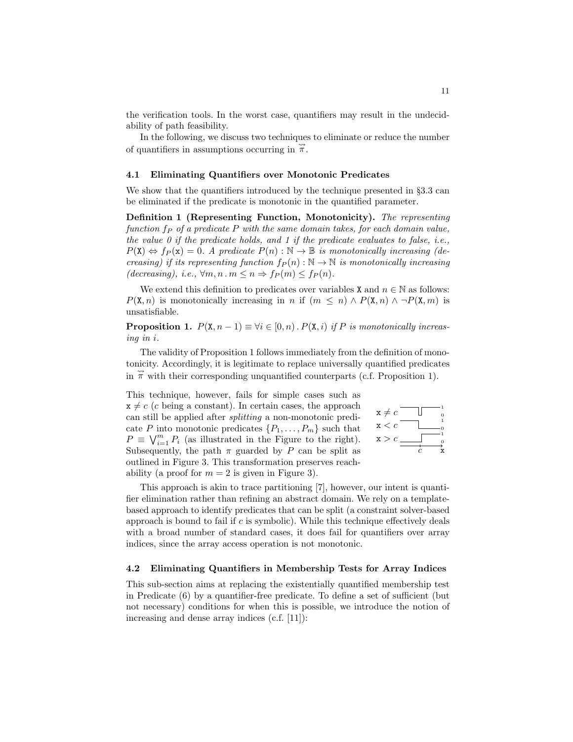the verification tools. In the worst case, quantifiers may result in the undecidability of path feasibility.

In the following, we discuss two techniques to eliminate or reduce the number of quantifiers in assumptions occurring in $\overleftrightarrow{\pi}$.

### 4.1 Eliminating Quantifiers over Monotonic Predicates

We show that the quantifiers introduced by the technique presented in §3.3 can be eliminated if the predicate is monotonic in the quantified parameter.

**Definition 1 (Representing Function, Monotonicity).** *The representing function $f_P$ of a predicate $P$ with the same domain takes, for each domain value, the value 0 if the predicate holds, and 1 if the predicate evaluates to false, i.e., $P(\mathtt{X}) \Leftrightarrow f_P(\mathtt{x}) = 0$. A predicate $P(n) : \mathbb{N} \to \mathbb{B}$ is monotonically increasing (decreasing) if its representing function $f_P(n) : \mathbb{N} \to \mathbb{N}$ is monotonically increasing (decreasing), i.e., $\forall m, n \,.\, m \leq n \Rightarrow f_P(m) \leq f_P(n)$.*

We extend this definition to predicates over variables $\mathtt{X}$ and $n \in \mathbb{N}$ as follows: $P(\mathtt{X}, n)$ is monotonically increasing in $n$ if $(m \leq n) \wedge P(\mathtt{X}, n) \wedge \neg P(\mathtt{X}, m)$ is unsatisfiable.

**Proposition 1.** *$P(\mathtt{X}, n-1) \equiv \forall i \in [0, n) \,.\, P(\mathtt{X}, i)$ if $P$ is monotonically increasing in $i$.*

The validity of Proposition 1 follows immediately from the definition of monotonicity. Accordingly, it is legitimate to replace universally quantified predicates in $\overleftrightarrow{\pi}$ with their corresponding unquantified counterparts (c.f. Proposition 1).

This technique, however, fails for simple cases such as $\mathtt{x} \neq c$ ($c$ being a constant). In certain cases, the approach can still be applied after *splitting* a non-monotonic predicate $P$ into monotonic predicates $\{P_1, \ldots, P_m\}$ such that $P \equiv \bigvee_{i=1}^{m} P_i$ (as illustrated in the Figure to the right). Subsequently, the path $\pi$ guarded by $P$ can be split as outlined in Figure 3. This transformation preserves reachability (a proof for $m = 2$ is given in Figure 3).

This approach is akin to trace partitioning [7], however, our intent is quantifier elimination rather than refining an abstract domain. We rely on a template-based approach to identify predicates that can be split (a constraint solver-based approach is bound to fail if $c$ is symbolic). While this technique effectively deals with a broad number of standard cases, it does fail for quantifiers over array indices, since the array access operation is not monotonic.

### 4.2 Eliminating Quantifiers in Membership Tests for Array Indices

This sub-section aims at replacing the existentially quantified membership test in Predicate (6) by a quantifier-free predicate. To define a set of sufficient (but not necessary) conditions for when this is possible, we introduce the notion of increasing and dense array indices (c.f. [11]):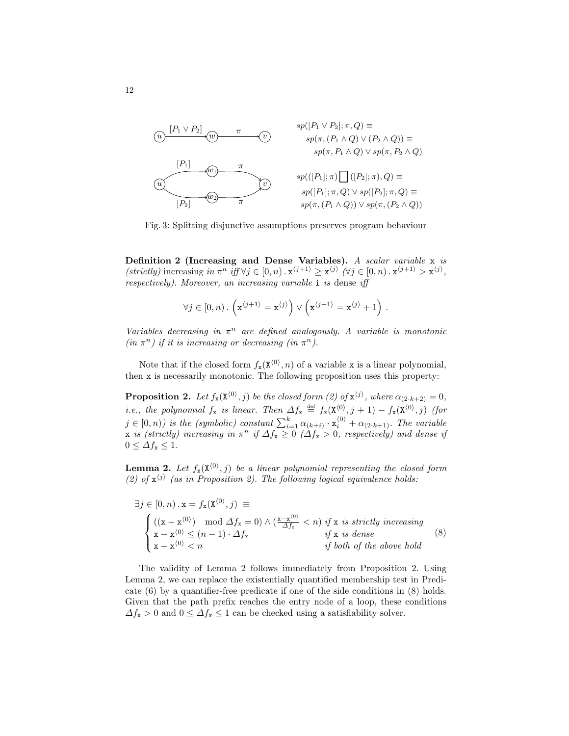$$sp([P_1 \vee P_2]; \pi, Q) \equiv$$
$$sp(\pi, (P_1 \wedge Q) \vee (P_2 \wedge Q)) \equiv$$
$$sp(\pi, P_1 \wedge Q) \vee sp(\pi, P_2 \wedge Q)$$

$$sp(([P_1]; \pi) \square ([P_2]; \pi), Q) \equiv$$
$$sp([P_1]; \pi, Q) \vee sp([P_2]; \pi, Q) \equiv$$
$$sp(\pi, (P_1 \wedge Q)) \vee sp(\pi, (P_2 \wedge Q))$$

Fig. 3: Splitting disjunctive assumptions preserves program behaviour

**Definition 2 (Increasing and Dense Variables).** *A scalar variable* x *is (strictly)* increasing *in* $\pi^n$ *iff* $\forall j \in [0, n) \,.\, \mathtt{x}^{\langle j+1 \rangle} \geq \mathtt{x}^{\langle j \rangle}$ *(*$\forall j \in [0, n) \,.\, \mathtt{x}^{\langle j+1 \rangle} > \mathtt{x}^{\langle j \rangle}$*, respectively). Moreover, an increasing variable* i *is* dense *iff*

$$\forall j \in [0, n) \,.\, \left(\mathtt{x}^{\langle j+1 \rangle} = \mathtt{x}^{\langle j \rangle}\right) \vee \left(\mathtt{x}^{\langle j+1 \rangle} = \mathtt{x}^{\langle j \rangle} + 1\right) .$$

*Variables decreasing in* $\pi^n$ *are defined analogously. A variable is monotonic (in* $\pi^n$*) if it is increasing or decreasing (in* $\pi^n$*).*

Note that if the closed form $f_{\mathtt{x}}(\mathtt{X}^{\langle 0 \rangle}, n)$ of a variable x is a linear polynomial, then x is necessarily monotonic. The following proposition uses this property:

**Proposition 2.** *Let* $f_{\mathtt{x}}(\mathtt{X}^{\langle 0 \rangle}, j)$ *be the closed form (2) of* $\mathtt{x}^{\langle j \rangle}$*, where* $\alpha_{(2\cdot k+2)} = 0$*, i.e., the polynomial* $f_{\mathtt{x}}$ *is linear. Then* $\Delta f_{\mathtt{x}} \stackrel{\text{def}}{=} f_{\mathtt{x}}(\mathtt{X}^{\langle 0 \rangle}, j+1) - f_{\mathtt{x}}(\mathtt{X}^{\langle 0 \rangle}, j)$ *(for* $j \in [0, n)$*) is the (symbolic) constant* $\sum_{i=1}^{k} \alpha_{(k+i)} \cdot \mathtt{x}_i^{\langle 0 \rangle} + \alpha_{(2\cdot k+1)}$*. The variable* x *is (strictly) increasing in* $\pi^n$ *if* $\Delta f_{\mathtt{x}} \geq 0$ *(*$\Delta f_{\mathtt{x}} > 0$*, respectively) and dense if* $0 \leq \Delta f_{\mathtt{x}} \leq 1$*.*

**Lemma 2.** *Let* $f_{\mathtt{x}}(\mathtt{X}^{\langle 0 \rangle}, j)$ *be a linear polynomial representing the closed form (2) of* $\mathtt{x}^{\langle j \rangle}$ *(as in Proposition 2). The following logical equivalence holds:*

$$\exists j \in [0, n) \,.\, \mathtt{x} = f_{\mathtt{x}}(\mathtt{X}^{\langle 0 \rangle}, j) \;\equiv$$
$$\begin{cases} ((\mathtt{x} - \mathtt{x}^{\langle 0 \rangle}) \mod \Delta f_{\mathtt{x}} = 0) \wedge (\frac{\mathtt{x} - \mathtt{x}^{\langle 0 \rangle}}{\Delta f_{\mathtt{x}}} < n) & \textit{if } \mathtt{x} \textit{ is strictly increasing} \\ \mathtt{x} - \mathtt{x}^{\langle 0 \rangle} \leq (n-1) \cdot \Delta f_{\mathtt{x}} & \textit{if } \mathtt{x} \textit{ is dense} \\ \mathtt{x} - \mathtt{x}^{\langle 0 \rangle} < n & \textit{if both of the above hold} \end{cases} \tag{8}$$

The validity of Lemma 2 follows immediately from Proposition 2. Using Lemma 2, we can replace the existentially quantified membership test in Predicate (6) by a quantifier-free predicate if one of the side conditions in (8) holds. Given that the path prefix reaches the entry node of a loop, these conditions $\Delta f_{\mathtt{x}} > 0$ and $0 \leq \Delta f_{\mathtt{x}} \leq 1$ can be checked using a satisfiability solver.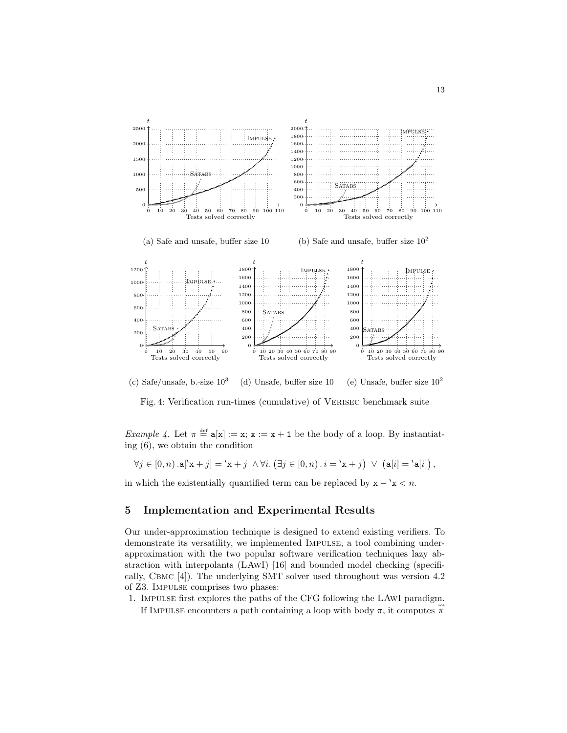(a) Safe and unsafe, buffer size 10

(b) Safe and unsafe, buffer size $10^2$

(c) Safe/unsafe, b.-size $10^3$

(d) Unsafe, buffer size 10

(e) Unsafe, buffer size $10^2$

Fig. 4: Verification run-times (cumulative) of VERISEC benchmark suite

*Example 4.* Let $\pi \stackrel{\text{def}}{=} \mathtt{a}[\mathtt{x}] := \mathtt{x};\ \mathtt{x} := \mathtt{x} + \mathtt{1}$ be the body of a loop. By instantiating (6), we obtain the condition

$$\forall j \in [0, n)\, .\mathtt{a}[\grave{}\mathtt{x} + j] = \grave{}\mathtt{x} + j \;\wedge \forall i.\, \big(\exists j \in [0, n)\, .\, i = \grave{}\mathtt{x} + j\big) \;\vee\; \big(\mathtt{a}[i] = \grave{}\mathtt{a}[i]\big)\,,$$

in which the existentially quantified term can be replaced by $\mathtt{x} - \grave{}\mathtt{x} < n$.

## 5 Implementation and Experimental Results

Our under-approximation technique is designed to extend existing verifiers. To demonstrate its versatility, we implemented IMPULSE, a tool combining under-approximation with the two popular software verification techniques lazy abstraction with interpolants (LAWI) [16] and bounded model checking (specifically, CBMC [4]). The underlying SMT solver used throughout was version 4.2 of Z3. IMPULSE comprises two phases:

1. IMPULSE first explores the paths of the CFG following the LAWI paradigm. If IMPULSE encounters a path containing a loop with body $\pi$, it computes $\overset{\leadsto}{\pi}$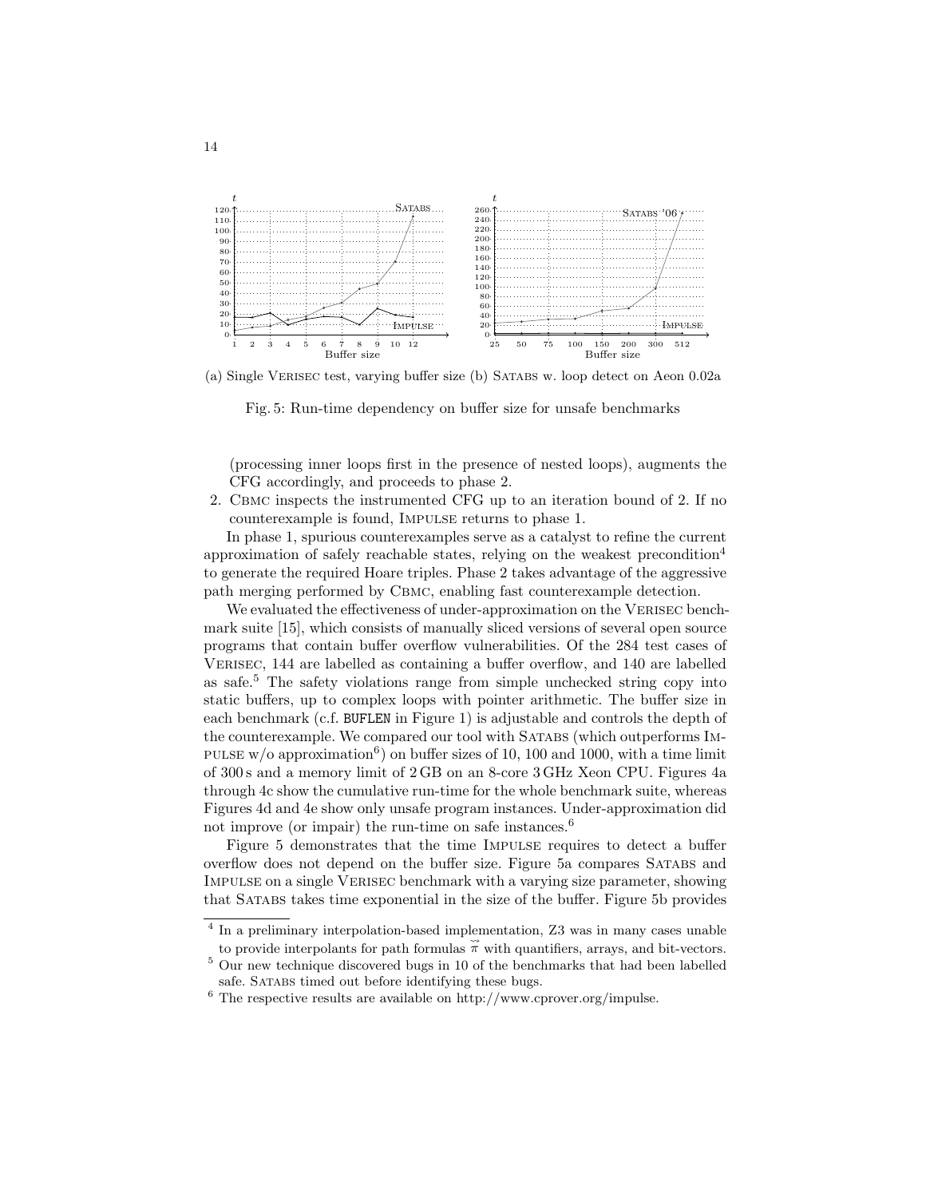(a) Single Verisec test, varying buffer size (b) Satabs w. loop detect on Aeon 0.02a

Fig. 5: Run-time dependency on buffer size for unsafe benchmarks

(processing inner loops first in the presence of nested loops), augments the CFG accordingly, and proceeds to phase 2.

2. Cbmc inspects the instrumented CFG up to an iteration bound of 2. If no counterexample is found, Impulse returns to phase 1.

In phase 1, spurious counterexamples serve as a catalyst to refine the current approximation of safely reachable states, relying on the weakest precondition[4] to generate the required Hoare triples. Phase 2 takes advantage of the aggressive path merging performed by Cbmc, enabling fast counterexample detection.

We evaluated the effectiveness of under-approximation on the Verisec benchmark suite [15], which consists of manually sliced versions of several open source programs that contain buffer overflow vulnerabilities. Of the 284 test cases of Verisec, 144 are labelled as containing a buffer overflow, and 140 are labelled as safe.[5] The safety violations range from simple unchecked string copy into static buffers, up to complex loops with pointer arithmetic. The buffer size in each benchmark (c.f. `BUFLEN` in Figure 1) is adjustable and controls the depth of the counterexample. We compared our tool with Satabs (which outperforms Impulse w/o approximation[6]) on buffer sizes of 10, 100 and 1000, with a time limit of 300 s and a memory limit of 2 GB on an 8-core 3 GHz Xeon CPU. Figures 4a through 4c show the cumulative run-time for the whole benchmark suite, whereas Figures 4d and 4e show only unsafe program instances. Under-approximation did not improve (or impair) the run-time on safe instances.[6]

Figure 5 demonstrates that the time Impulse requires to detect a buffer overflow does not depend on the buffer size. Figure 5a compares Satabs and Impulse on a single Verisec benchmark with a varying size parameter, showing that Satabs takes time exponential in the size of the buffer. Figure 5b provides

---

[4] In a preliminary interpolation-based implementation, Z3 was in many cases unable to provide interpolants for path formulas $\tilde{\tilde{\pi}}$ with quantifiers, arrays, and bit-vectors.

[5] Our new technique discovered bugs in 10 of the benchmarks that had been labelled safe. Satabs timed out before identifying these bugs.

[6] The respective results are available on http://www.cprover.org/impulse.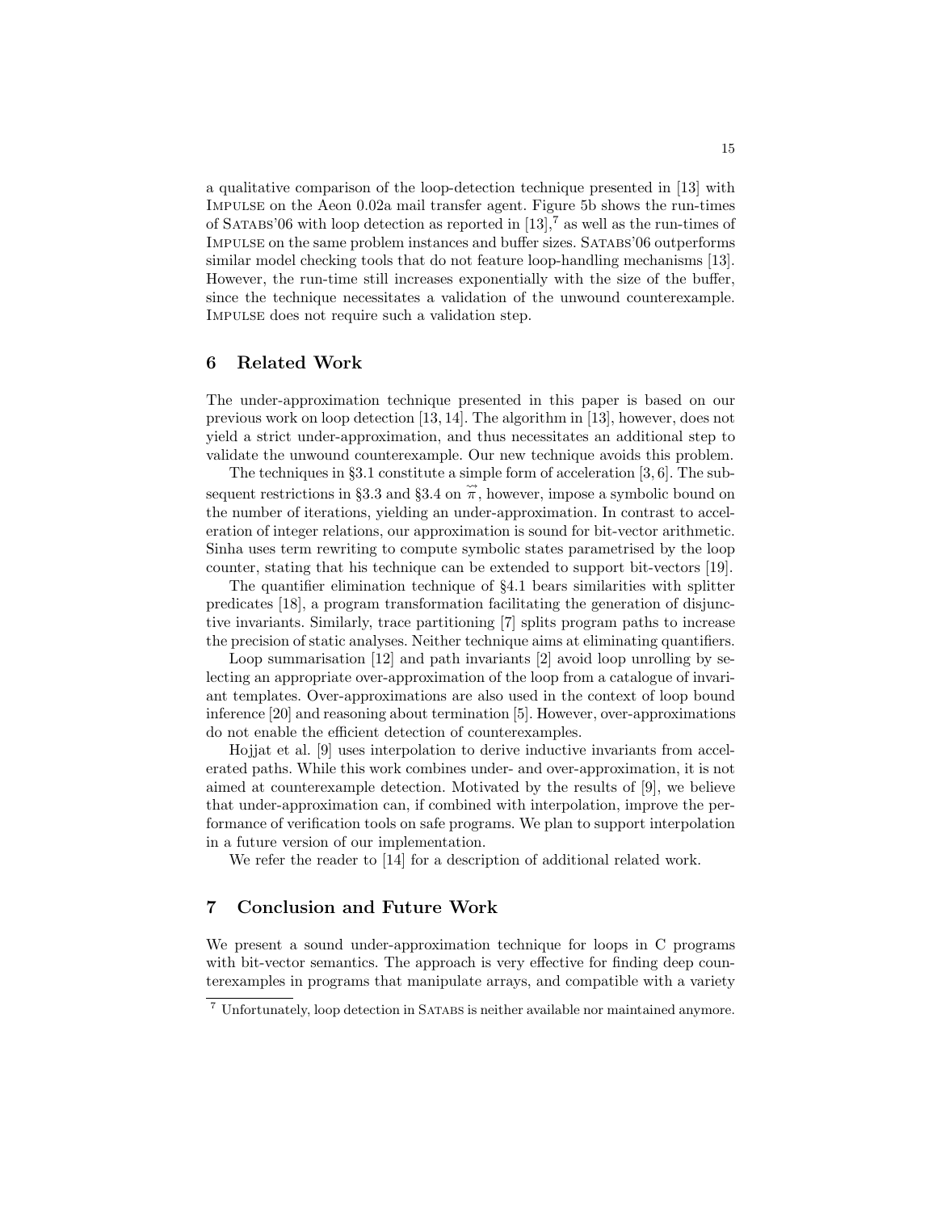a qualitative comparison of the loop-detection technique presented in [13] with IMPULSE on the Aeon 0.02a mail transfer agent. Figure 5b shows the run-times of SATABS'06 with loop detection as reported in [13],[7] as well as the run-times of IMPULSE on the same problem instances and buffer sizes. SATABS'06 outperforms similar model checking tools that do not feature loop-handling mechanisms [13]. However, the run-time still increases exponentially with the size of the buffer, since the technique necessitates a validation of the unwound counterexample. IMPULSE does not require such a validation step.

## 6 Related Work

The under-approximation technique presented in this paper is based on our previous work on loop detection [13, 14]. The algorithm in [13], however, does not yield a strict under-approximation, and thus necessitates an additional step to validate the unwound counterexample. Our new technique avoids this problem.

The techniques in §3.1 constitute a simple form of acceleration [3, 6]. The subsequent restrictions in §3.3 and §3.4 on $\overset{\curvearrowright}{\pi}$, however, impose a symbolic bound on the number of iterations, yielding an under-approximation. In contrast to acceleration of integer relations, our approximation is sound for bit-vector arithmetic. Sinha uses term rewriting to compute symbolic states parametrised by the loop counter, stating that his technique can be extended to support bit-vectors [19].

The quantifier elimination technique of §4.1 bears similarities with splitter predicates [18], a program transformation facilitating the generation of disjunctive invariants. Similarly, trace partitioning [7] splits program paths to increase the precision of static analyses. Neither technique aims at eliminating quantifiers.

Loop summarisation [12] and path invariants [2] avoid loop unrolling by selecting an appropriate over-approximation of the loop from a catalogue of invariant templates. Over-approximations are also used in the context of loop bound inference [20] and reasoning about termination [5]. However, over-approximations do not enable the efficient detection of counterexamples.

Hojjat et al. [9] uses interpolation to derive inductive invariants from accelerated paths. While this work combines under- and over-approximation, it is not aimed at counterexample detection. Motivated by the results of [9], we believe that under-approximation can, if combined with interpolation, improve the performance of verification tools on safe programs. We plan to support interpolation in a future version of our implementation.

We refer the reader to [14] for a description of additional related work.

## 7 Conclusion and Future Work

We present a sound under-approximation technique for loops in C programs with bit-vector semantics. The approach is very effective for finding deep counterexamples in programs that manipulate arrays, and compatible with a variety

[7] Unfortunately, loop detection in SATABS is neither available nor maintained anymore.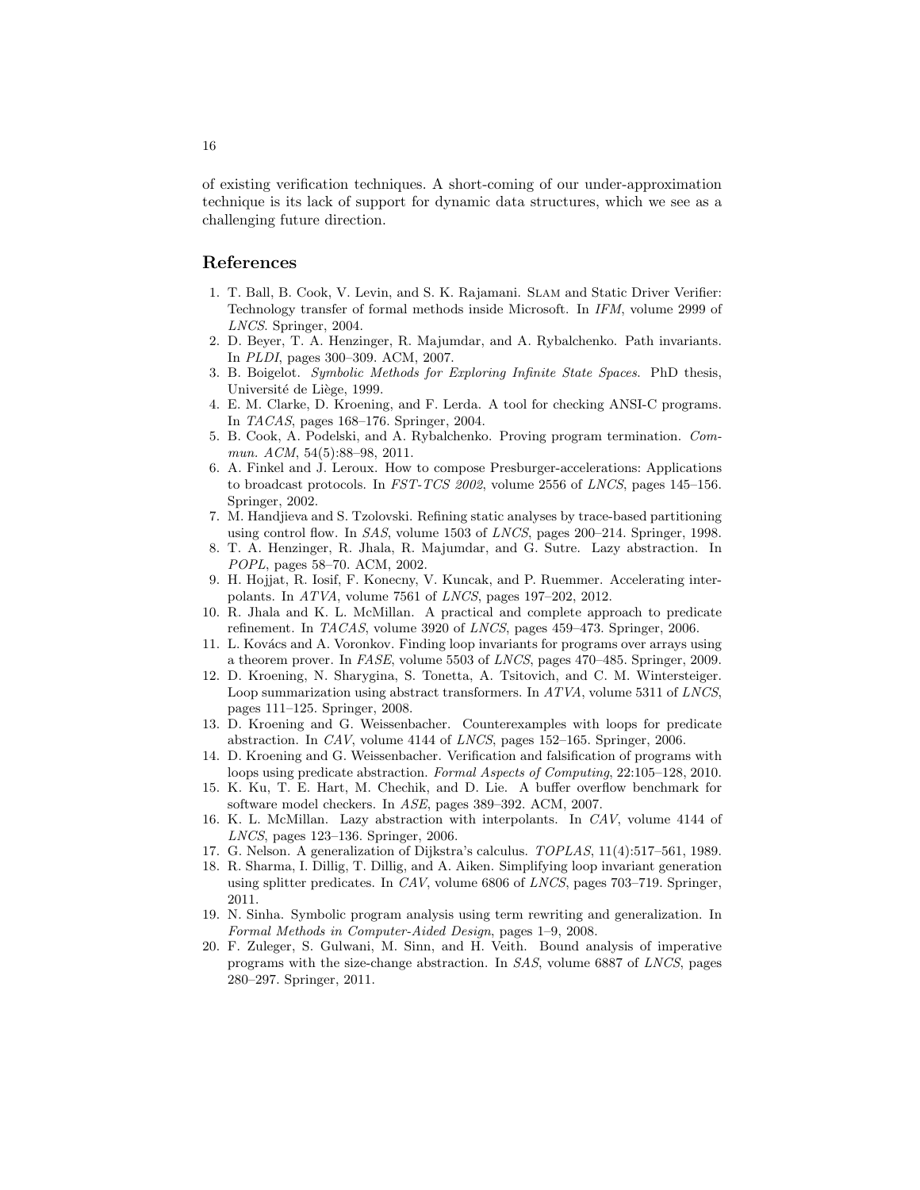of existing verification techniques. A short-coming of our under-approximation technique is its lack of support for dynamic data structures, which we see as a challenging future direction.

## References

1. T. Ball, B. Cook, V. Levin, and S. K. Rajamani. Slam and Static Driver Verifier: Technology transfer of formal methods inside Microsoft. In *IFM*, volume 2999 of *LNCS*. Springer, 2004.
2. D. Beyer, T. A. Henzinger, R. Majumdar, and A. Rybalchenko. Path invariants. In *PLDI*, pages 300–309. ACM, 2007.
3. B. Boigelot. *Symbolic Methods for Exploring Infinite State Spaces*. PhD thesis, Université de Liège, 1999.
4. E. M. Clarke, D. Kroening, and F. Lerda. A tool for checking ANSI-C programs. In *TACAS*, pages 168–176. Springer, 2004.
5. B. Cook, A. Podelski, and A. Rybalchenko. Proving program termination. *Commun. ACM*, 54(5):88–98, 2011.
6. A. Finkel and J. Leroux. How to compose Presburger-accelerations: Applications to broadcast protocols. In *FST-TCS 2002*, volume 2556 of *LNCS*, pages 145–156. Springer, 2002.
7. M. Handjieva and S. Tzolovski. Refining static analyses by trace-based partitioning using control flow. In *SAS*, volume 1503 of *LNCS*, pages 200–214. Springer, 1998.
8. T. A. Henzinger, R. Jhala, R. Majumdar, and G. Sutre. Lazy abstraction. In *POPL*, pages 58–70. ACM, 2002.
9. H. Hojjat, R. Iosif, F. Konecny, V. Kuncak, and P. Ruemmer. Accelerating interpolants. In *ATVA*, volume 7561 of *LNCS*, pages 197–202, 2012.
10. R. Jhala and K. L. McMillan. A practical and complete approach to predicate refinement. In *TACAS*, volume 3920 of *LNCS*, pages 459–473. Springer, 2006.
11. L. Kovács and A. Voronkov. Finding loop invariants for programs over arrays using a theorem prover. In *FASE*, volume 5503 of *LNCS*, pages 470–485. Springer, 2009.
12. D. Kroening, N. Sharygina, S. Tonetta, A. Tsitovich, and C. M. Wintersteiger. Loop summarization using abstract transformers. In *ATVA*, volume 5311 of *LNCS*, pages 111–125. Springer, 2008.
13. D. Kroening and G. Weissenbacher. Counterexamples with loops for predicate abstraction. In *CAV*, volume 4144 of *LNCS*, pages 152–165. Springer, 2006.
14. D. Kroening and G. Weissenbacher. Verification and falsification of programs with loops using predicate abstraction. *Formal Aspects of Computing*, 22:105–128, 2010.
15. K. Ku, T. E. Hart, M. Chechik, and D. Lie. A buffer overflow benchmark for software model checkers. In *ASE*, pages 389–392. ACM, 2007.
16. K. L. McMillan. Lazy abstraction with interpolants. In *CAV*, volume 4144 of *LNCS*, pages 123–136. Springer, 2006.
17. G. Nelson. A generalization of Dijkstra's calculus. *TOPLAS*, 11(4):517–561, 1989.
18. R. Sharma, I. Dillig, T. Dillig, and A. Aiken. Simplifying loop invariant generation using splitter predicates. In *CAV*, volume 6806 of *LNCS*, pages 703–719. Springer, 2011.
19. N. Sinha. Symbolic program analysis using term rewriting and generalization. In *Formal Methods in Computer-Aided Design*, pages 1–9, 2008.
20. F. Zuleger, S. Gulwani, M. Sinn, and H. Veith. Bound analysis of imperative programs with the size-change abstraction. In *SAS*, volume 6887 of *LNCS*, pages 280–297. Springer, 2011.